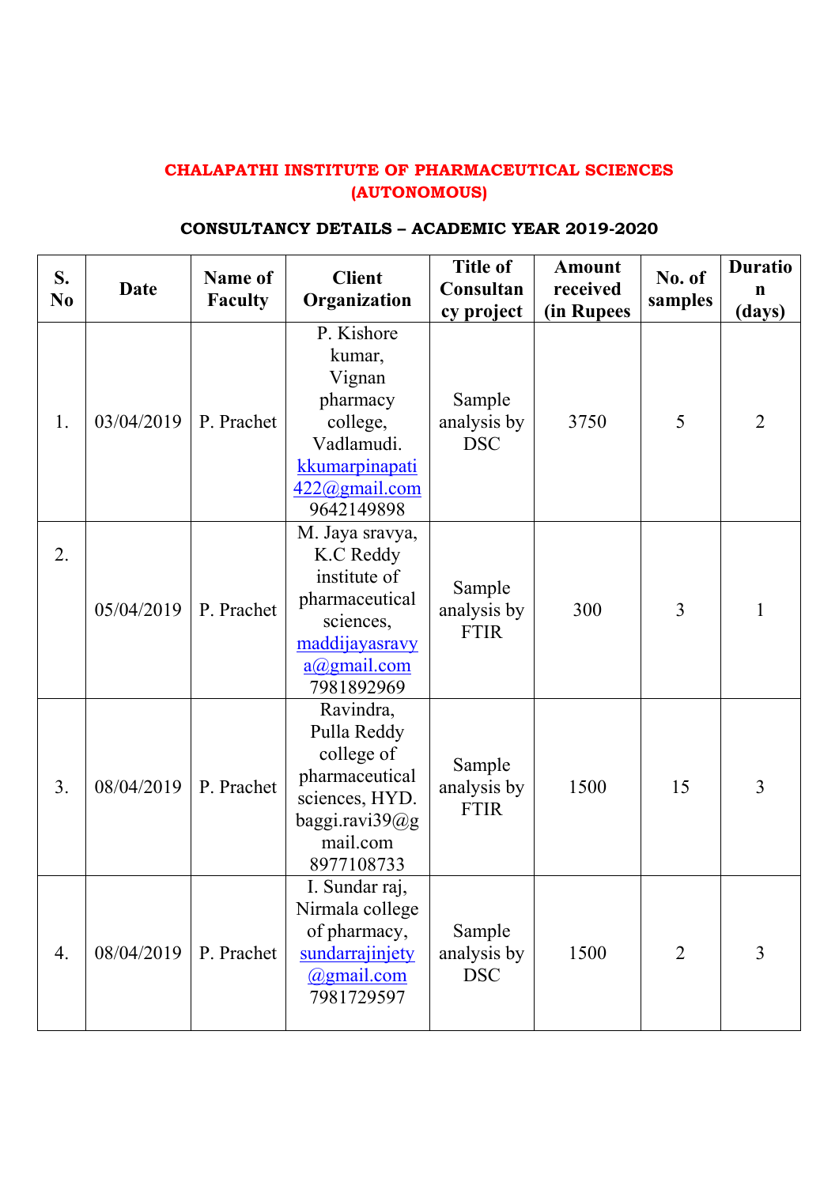# CHALAPATHI INSTITUTE OF PHARMACEUTICAL SCIENCES (AUTONOMOUS)

## CONSULTANCY DETAILS – ACADEMIC YEAR 2019-2020

| S. No | Date | Name of Faculty | Client Organization | Title of Consultancy project | Amount received (in Rupees | No. of samples | Duration (days) |
|---|---|---|---|---|---|---|---|
| 1. | 03/04/2019 | P. Prachet | P. Kishore kumar, Vignan pharmacy college, Vadlamudi. kkumarpinapati422@gmail.com 9642149898 | Sample analysis by DSC | 3750 | 5 | 2 |
| 2. | 05/04/2019 | P. Prachet | M. Jaya sravya, K.C Reddy institute of pharmaceutical sciences, maddijayasravya@gmail.com 7981892969 | Sample analysis by FTIR | 300 | 3 | 1 |
| 3. | 08/04/2019 | P. Prachet | Ravindra, Pulla Reddy college of pharmaceutical sciences, HYD. baggi.ravi39@gmail.com 8977108733 | Sample analysis by FTIR | 1500 | 15 | 3 |
| 4. | 08/04/2019 | P. Prachet | I. Sundar raj, Nirmala college of pharmacy, sundarrajinjety@gmail.com 7981729597 | Sample analysis by DSC | 1500 | 2 | 3 |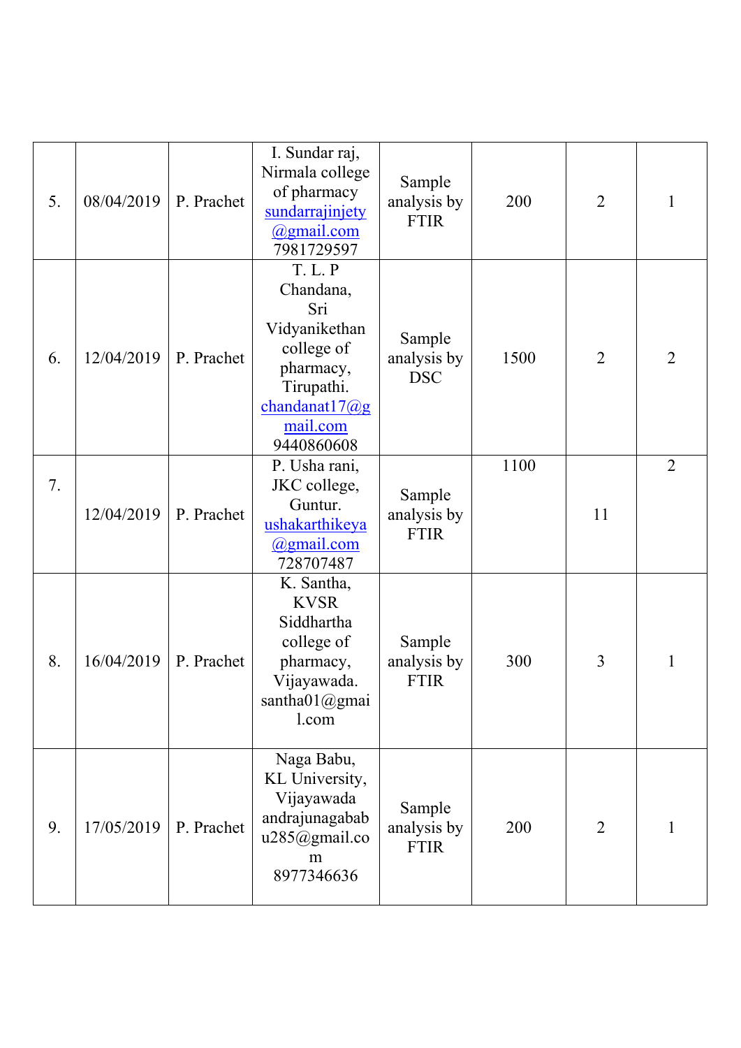| | | | | | | | |
|---|---|---|---|---|---|---|---|
| 5. | 08/04/2019 | P. Prachet | I. Sundar raj, Nirmala college of pharmacy sundarrajinjety@gmail.com 7981729597 | Sample analysis by FTIR | 200 | 2 | 1 |
| 6. | 12/04/2019 | P. Prachet | T. L. P Chandana, Sri Vidyanikethan college of pharmacy, Tirupathi. chandanat17@gmail.com 9440860608 | Sample analysis by DSC | 1500 | 2 | 2 |
| 7. | 12/04/2019 | P. Prachet | P. Usha rani, JKC college, Guntur. ushakarthikeya@gmail.com 728707487 | Sample analysis by FTIR | 1100 | 11 | 2 |
| 8. | 16/04/2019 | P. Prachet | K. Santha, KVSR Siddhartha college of pharmacy, Vijayawada. santha01@gmail.com | Sample analysis by FTIR | 300 | 3 | 1 |
| 9. | 17/05/2019 | P. Prachet | Naga Babu, KL University, Vijayawada andrajunagababu285@gmail.com 8977346636 | Sample analysis by FTIR | 200 | 2 | 1 |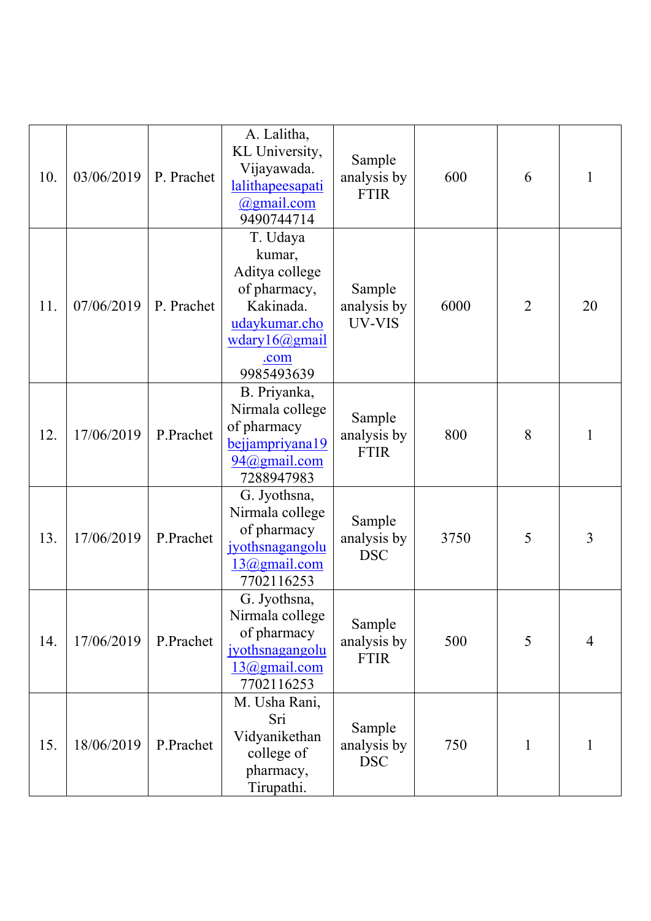| 10. | 03/06/2019 | P. Prachet | A. Lalitha, KL University, Vijayawada. lalithapeesapati@gmail.com 9490744714 | Sample analysis by FTIR | 600 | 6 | 1 |
|---|---|---|---|---|---|---|---|
| 11. | 07/06/2019 | P. Prachet | T. Udaya kumar, Aditya college of pharmacy, Kakinada. udaykumar.chowdary16@gmail.com 9985493639 | Sample analysis by UV-VIS | 6000 | 2 | 20 |
| 12. | 17/06/2019 | P.Prachet | B. Priyanka, Nirmala college of pharmacy bejjampriyana1994@gmail.com 7288947983 | Sample analysis by FTIR | 800 | 8 | 1 |
| 13. | 17/06/2019 | P.Prachet | G. Jyothsna, Nirmala college of pharmacy jyothsnagangolu13@gmail.com 7702116253 | Sample analysis by DSC | 3750 | 5 | 3 |
| 14. | 17/06/2019 | P.Prachet | G. Jyothsna, Nirmala college of pharmacy jyothsnagangolu13@gmail.com 7702116253 | Sample analysis by FTIR | 500 | 5 | 4 |
| 15. | 18/06/2019 | P.Prachet | M. Usha Rani, Sri Vidyanikethan college of pharmacy, Tirupathi. | Sample analysis by DSC | 750 | 1 | 1 |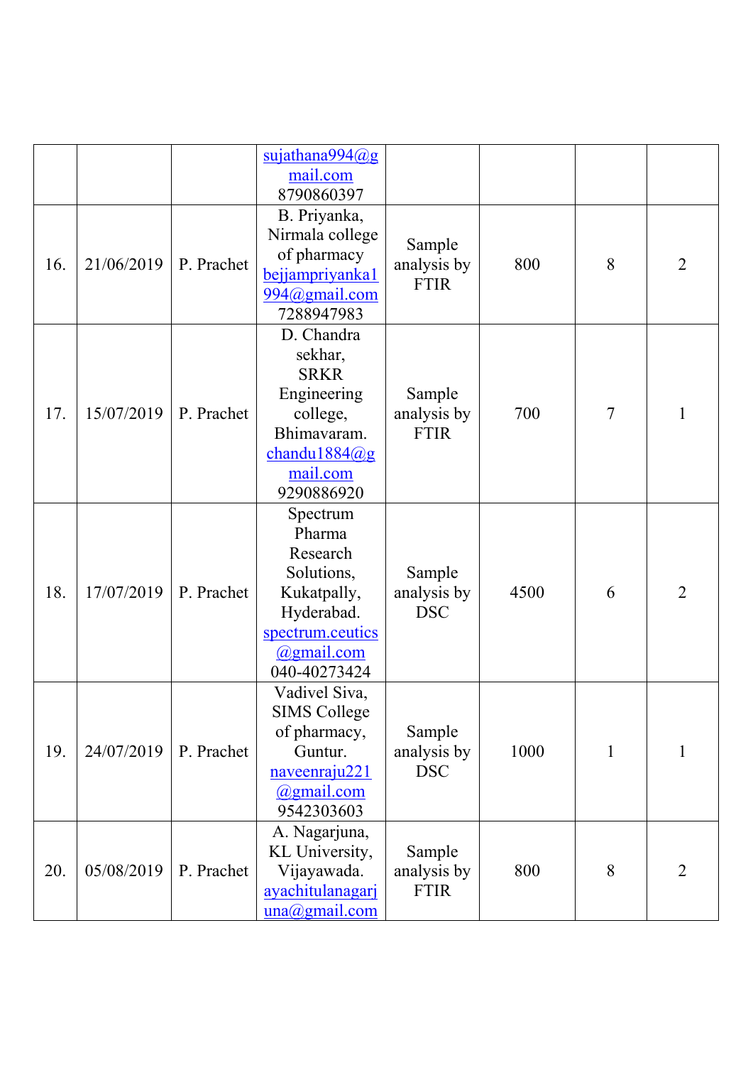|  |  |  |  |  |  |  |  |
|---|---|---|---|---|---|---|---|
|  |  |  | sujathana994@gmail.com 8790860397 |  |  |  |  |
| 16. | 21/06/2019 | P. Prachet | B. Priyanka, Nirmala college of pharmacy bejjampriyanka1994@gmail.com 7288947983 | Sample analysis by FTIR | 800 | 8 | 2 |
| 17. | 15/07/2019 | P. Prachet | D. Chandra sekhar, SRKR Engineering college, Bhimavaram. chandu1884@gmail.com 9290886920 | Sample analysis by FTIR | 700 | 7 | 1 |
| 18. | 17/07/2019 | P. Prachet | Spectrum Pharma Research Solutions, Kukatpally, Hyderabad. spectrum.ceutics@gmail.com 040-40273424 | Sample analysis by DSC | 4500 | 6 | 2 |
| 19. | 24/07/2019 | P. Prachet | Vadivel Siva, SIMS College of pharmacy, Guntur. naveenraju221@gmail.com 9542303603 | Sample analysis by DSC | 1000 | 1 | 1 |
| 20. | 05/08/2019 | P. Prachet | A. Nagarjuna, KL University, Vijayawada. ayachitulanagarjuna@gmail.com | Sample analysis by FTIR | 800 | 8 | 2 |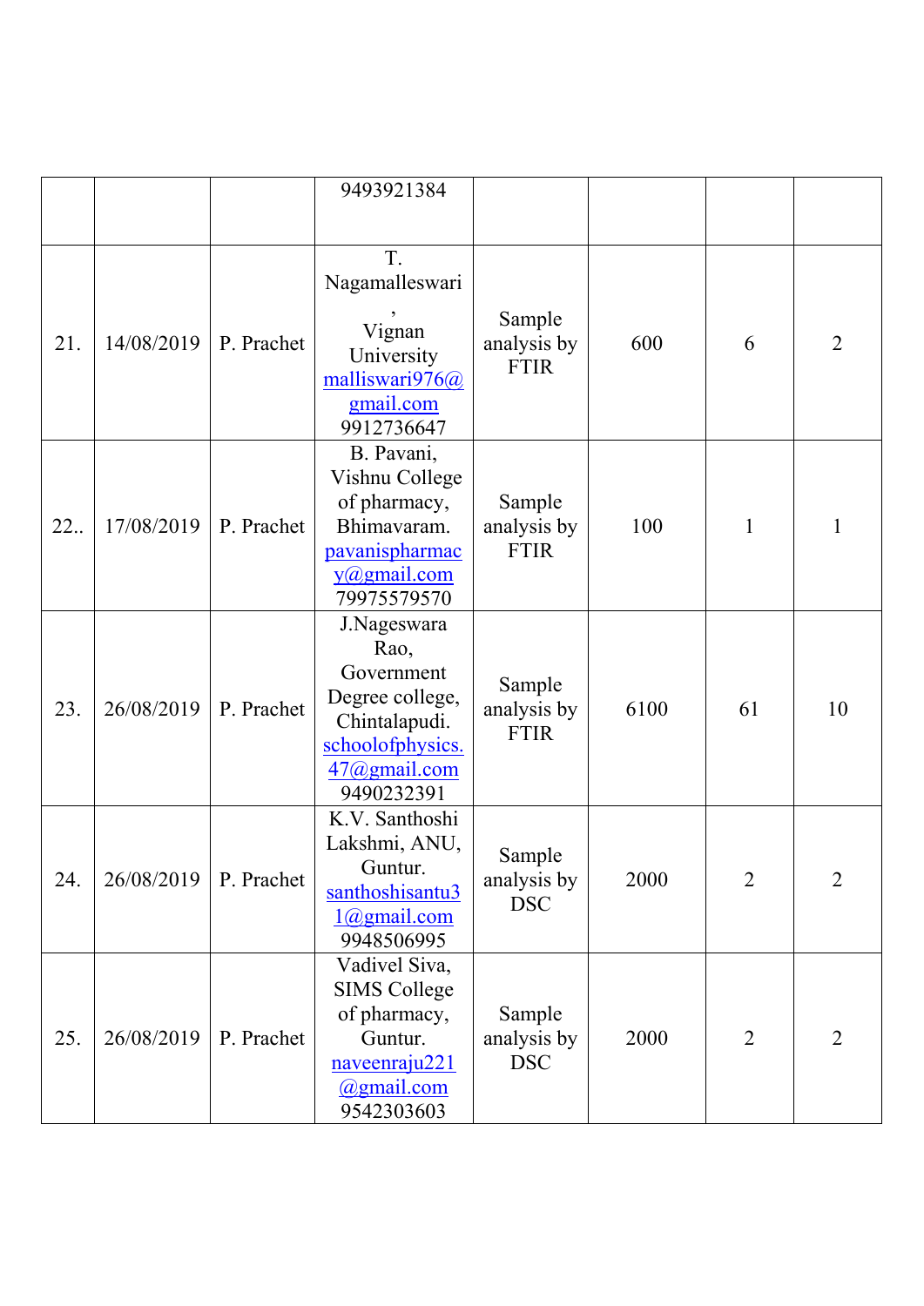| | | | | | | | |
|---|---|---|---|---|---|---|---|
| | | | 9493921384 | | | | |
| 21. | 14/08/2019 | P. Prachet | T. Nagamalleswari, Vignan University malliswari976@gmail.com 9912736647 | Sample analysis by FTIR | 600 | 6 | 2 |
| 22.. | 17/08/2019 | P. Prachet | B. Pavani, Vishnu College of pharmacy, Bhimavaram. pavanispharmacy@gmail.com 79975579570 | Sample analysis by FTIR | 100 | 1 | 1 |
| 23. | 26/08/2019 | P. Prachet | J.Nageswara Rao, Government Degree college, Chintalapudi. schoolofphysics.47@gmail.com 9490232391 | Sample analysis by FTIR | 6100 | 61 | 10 |
| 24. | 26/08/2019 | P. Prachet | K.V. Santhoshi Lakshmi, ANU, Guntur. santhoshisantu31@gmail.com 9948506995 | Sample analysis by DSC | 2000 | 2 | 2 |
| 25. | 26/08/2019 | P. Prachet | Vadivel Siva, SIMS College of pharmacy, Guntur. naveenraju221@gmail.com 9542303603 | Sample analysis by DSC | 2000 | 2 | 2 |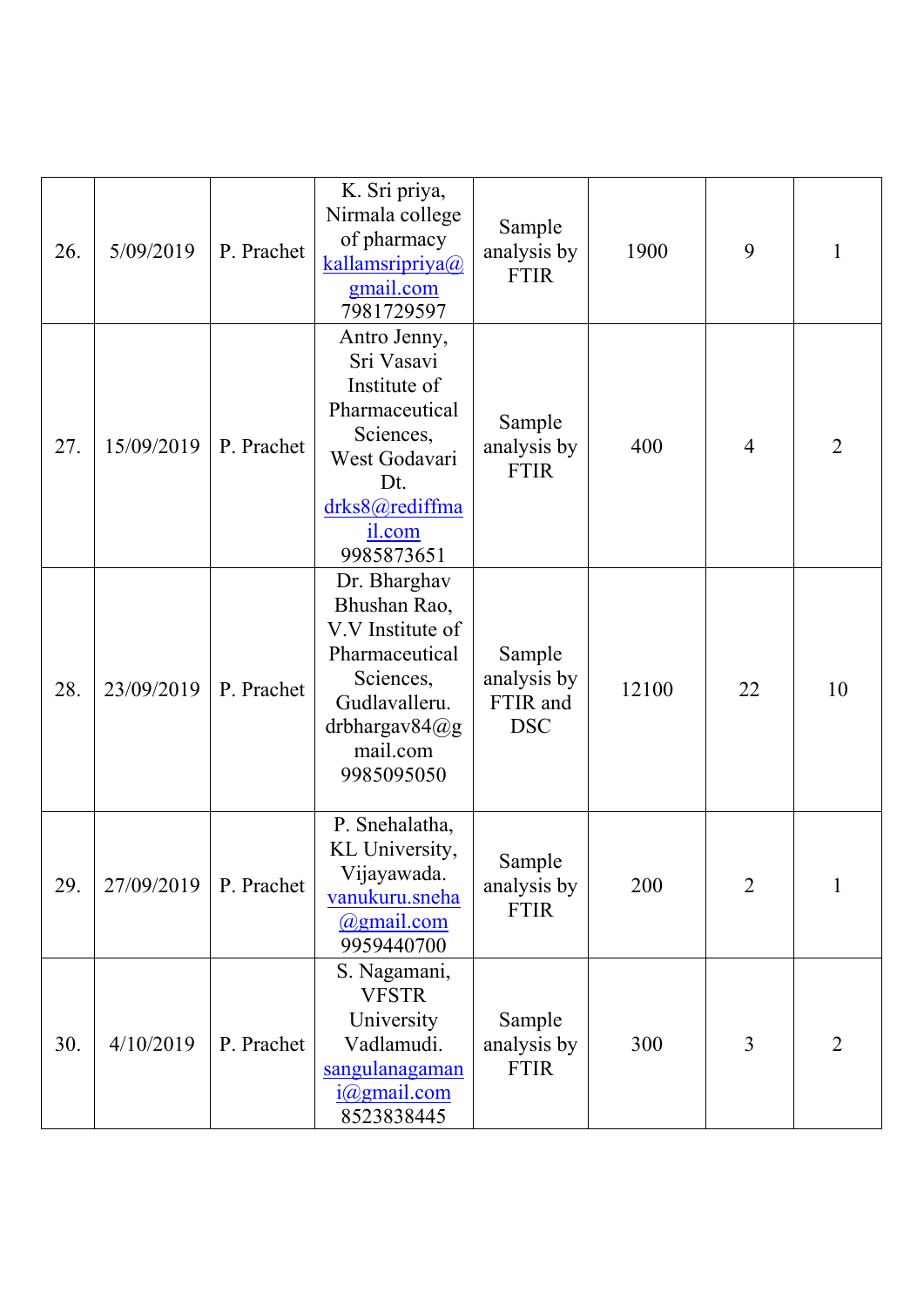| 26. | 5/09/2019 | P. Prachet | K. Sri priya, Nirmala college of pharmacy kallamsripriya@gmail.com 7981729597 | Sample analysis by FTIR | 1900 | 9 | 1 |
|---|---|---|---|---|---|---|---|
| 27. | 15/09/2019 | P. Prachet | Antro Jenny, Sri Vasavi Institute of Pharmaceutical Sciences, West Godavari Dt. drks8@rediffmail.com 9985873651 | Sample analysis by FTIR | 400 | 4 | 2 |
| 28. | 23/09/2019 | P. Prachet | Dr. Bharghav Bhushan Rao, V.V Institute of Pharmaceutical Sciences, Gudlavalleru. drbhargav84@gmail.com 9985095050 | Sample analysis by FTIR and DSC | 12100 | 22 | 10 |
| 29. | 27/09/2019 | P. Prachet | P. Snehalatha, KL University, Vijayawada. vanukuru.sneha@gmail.com 9959440700 | Sample analysis by FTIR | 200 | 2 | 1 |
| 30. | 4/10/2019 | P. Prachet | S. Nagamani, VFSTR University Vadlamudi. sangulanagamani@gmail.com 8523838445 | Sample analysis by FTIR | 300 | 3 | 2 |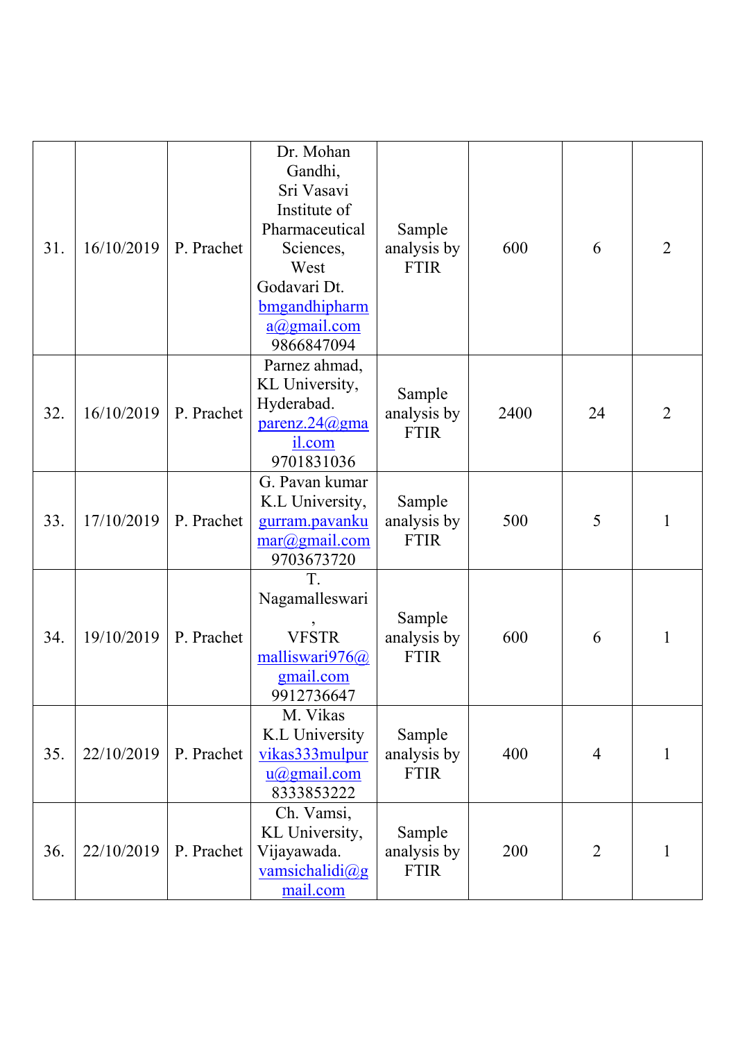| 31. | 16/10/2019 | P. Prachet | Dr. Mohan Gandhi, Sri Vasavi Institute of Pharmaceutical Sciences, West Godavari Dt. bmgandhipharma@gmail.com 9866847094 | Sample analysis by FTIR | 600 | 6 | 2 |
|---|---|---|---|---|---|---|---|
| 32. | 16/10/2019 | P. Prachet | Parnez ahmad, KL University, Hyderabad. parenz.24@gmail.com 9701831036 | Sample analysis by FTIR | 2400 | 24 | 2 |
| 33. | 17/10/2019 | P. Prachet | G. Pavan kumar K.L University, gurram.pavankumar@gmail.com 9703673720 | Sample analysis by FTIR | 500 | 5 | 1 |
| 34. | 19/10/2019 | P. Prachet | T. Nagamalleswari, VFSTR malliswari976@gmail.com 9912736647 | Sample analysis by FTIR | 600 | 6 | 1 |
| 35. | 22/10/2019 | P. Prachet | M. Vikas K.L University vikas333mulpuru@gmail.com 8333853222 | Sample analysis by FTIR | 400 | 4 | 1 |
| 36. | 22/10/2019 | P. Prachet | Ch. Vamsi, KL University, Vijayawada. vamsichalidi@gmail.com | Sample analysis by FTIR | 200 | 2 | 1 |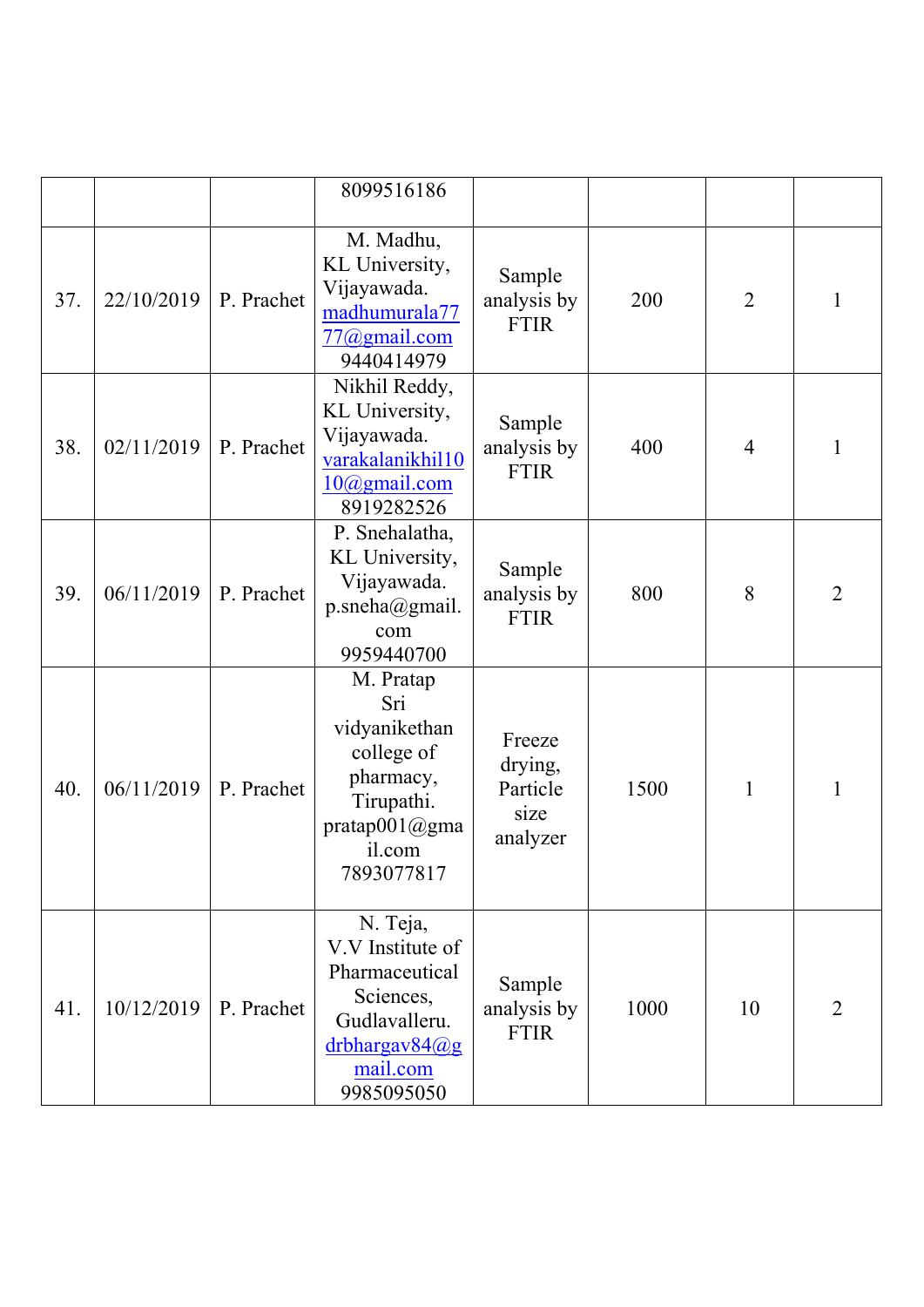|  |  |  | 8099516186 |  |  |  |  |
|---|---|---|---|---|---|---|---|
| 37. | 22/10/2019 | P. Prachet | M. Madhu, KL University, Vijayawada. madhumurala7777@gmail.com 9440414979 | Sample analysis by FTIR | 200 | 2 | 1 |
| 38. | 02/11/2019 | P. Prachet | Nikhil Reddy, KL University, Vijayawada. varakalanikhil1010@gmail.com 8919282526 | Sample analysis by FTIR | 400 | 4 | 1 |
| 39. | 06/11/2019 | P. Prachet | P. Snehalatha, KL University, Vijayawada. p.sneha@gmail.com 9959440700 | Sample analysis by FTIR | 800 | 8 | 2 |
| 40. | 06/11/2019 | P. Prachet | M. Pratap Sri vidyanikethan college of pharmacy, Tirupathi. pratap001@gmail.com 7893077817 | Freeze drying, Particle size analyzer | 1500 | 1 | 1 |
| 41. | 10/12/2019 | P. Prachet | N. Teja, V.V Institute of Pharmaceutical Sciences, Gudlavalleru. drbhargav84@gmail.com 9985095050 | Sample analysis by FTIR | 1000 | 10 | 2 |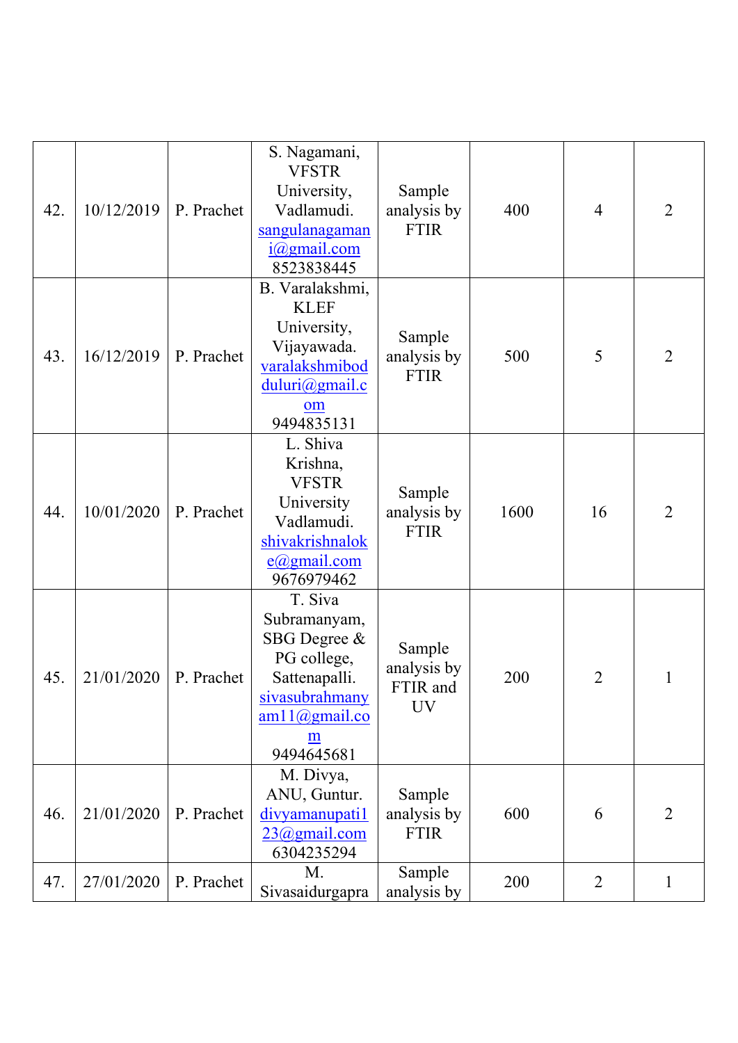| 42. | 10/12/2019 | P. Prachet | S. Nagamani, VFSTR University, Vadlamudi. sangulanagamani@gmail.com 8523838445 | Sample analysis by FTIR | 400 | 4 | 2 |
|---|---|---|---|---|---|---|---|
| 43. | 16/12/2019 | P. Prachet | B. Varalakshmi, KLEF University, Vijayawada. varalakshmibodduluri@gmail.com 9494835131 | Sample analysis by FTIR | 500 | 5 | 2 |
| 44. | 10/01/2020 | P. Prachet | L. Shiva Krishna, VFSTR University Vadlamudi. shivakrishnaloke@gmail.com 9676979462 | Sample analysis by FTIR | 1600 | 16 | 2 |
| 45. | 21/01/2020 | P. Prachet | T. Siva Subramanyam, SBG Degree & PG college, Sattenapalli. sivasubrahmanyam11@gmail.com 9494645681 | Sample analysis by FTIR and UV | 200 | 2 | 1 |
| 46. | 21/01/2020 | P. Prachet | M. Divya, ANU, Guntur. divyamanupati123@gmail.com 6304235294 | Sample analysis by FTIR | 600 | 6 | 2 |
| 47. | 27/01/2020 | P. Prachet | M. Sivasaidurgapra | Sample analysis by | 200 | 2 | 1 |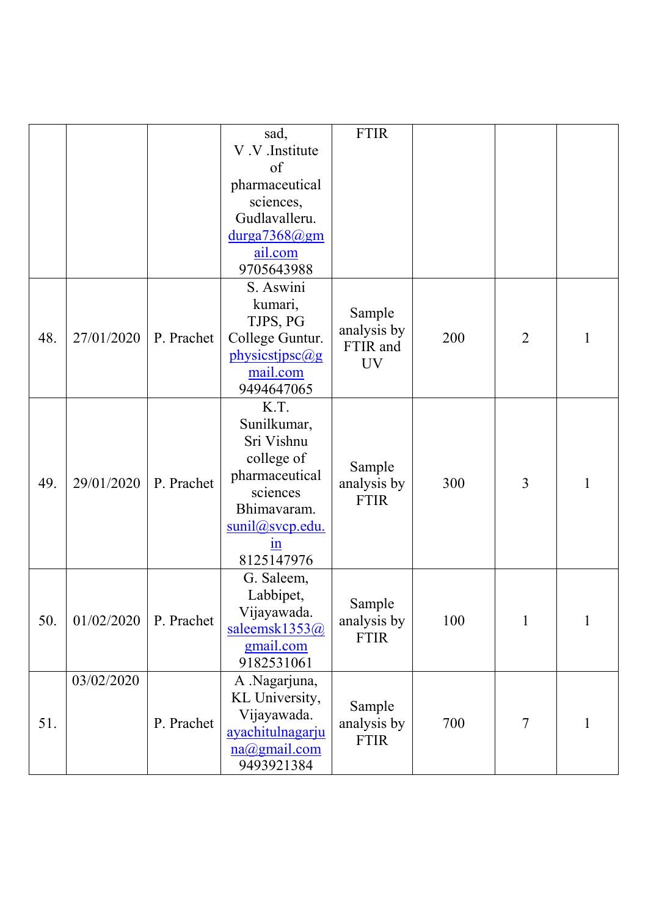|  |  |  |  |  |  |  |  |
|---|---|---|---|---|---|---|---|
|  |  |  | sad, V .V .Institute of pharmaceutical sciences, Gudlavalleru. durga7368@gmail.com 9705643988 | FTIR |  |  |  |
| 48. | 27/01/2020 | P. Prachet | S. Aswini kumari, TJPS, PG College Guntur. physicstjpsc@gmail.com 9494647065 | Sample analysis by FTIR and UV | 200 | 2 | 1 |
| 49. | 29/01/2020 | P. Prachet | K.T. Sunilkumar, Sri Vishnu college of pharmaceutical sciences Bhimavaram. sunil@svcp.edu.in 8125147976 | Sample analysis by FTIR | 300 | 3 | 1 |
| 50. | 01/02/2020 | P. Prachet | G. Saleem, Labbipet, Vijayawada. saleemsk1353@gmail.com 9182531061 | Sample analysis by FTIR | 100 | 1 | 1 |
| 51. | 03/02/2020 | P. Prachet | A .Nagarjuna, KL University, Vijayawada. ayachitulnagarjuna@gmail.com 9493921384 | Sample analysis by FTIR | 700 | 7 | 1 |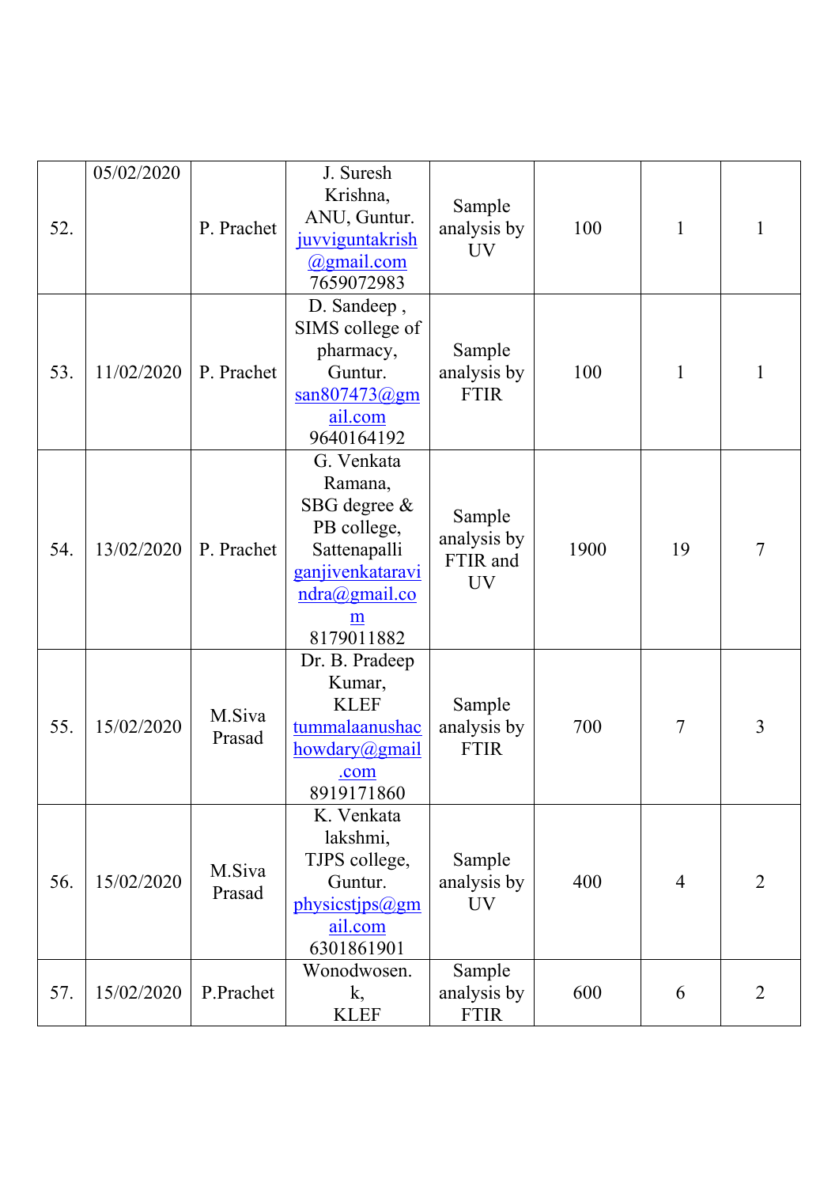| 52. | 05/02/2020 | P. Prachet | J. Suresh Krishna, ANU, Guntur. juvviguntakrish@gmail.com 7659072983 | Sample analysis by UV | 100 | 1 | 1 |
|---|---|---|---|---|---|---|---|
| 53. | 11/02/2020 | P. Prachet | D. Sandeep , SIMS college of pharmacy, Guntur. san807473@gmail.com 9640164192 | Sample analysis by FTIR | 100 | 1 | 1 |
| 54. | 13/02/2020 | P. Prachet | G. Venkata Ramana, SBG degree & PB college, Sattenapalli ganjivenkataravindra@gmail.com 8179011882 | Sample analysis by FTIR and UV | 1900 | 19 | 7 |
| 55. | 15/02/2020 | M.Siva Prasad | Dr. B. Pradeep Kumar, KLEF tummalaanushachowdary@gmail.com 8919171860 | Sample analysis by FTIR | 700 | 7 | 3 |
| 56. | 15/02/2020 | M.Siva Prasad | K. Venkata lakshmi, TJPS college, Guntur. physicstjps@gmail.com 6301861901 | Sample analysis by UV | 400 | 4 | 2 |
| 57. | 15/02/2020 | P.Prachet | Wonodwosen. k, KLEF | Sample analysis by FTIR | 600 | 6 | 2 |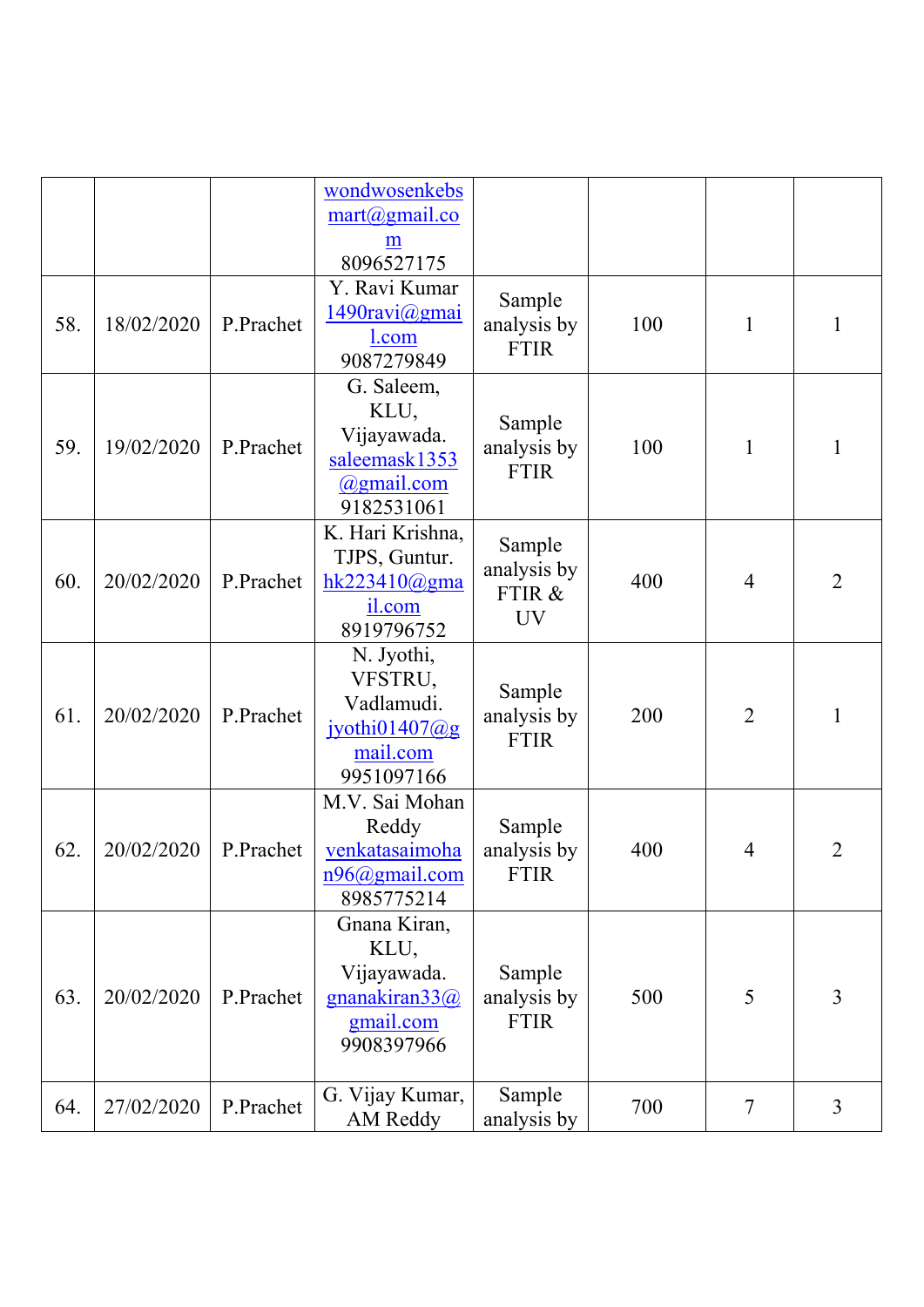|  |  |  | wondwosenkebsmart@gmail.com 8096527175 |  |  |  |  |
|---|---|---|---|---|---|---|---|
| 58. | 18/02/2020 | P.Prachet | Y. Ravi Kumar 1490ravi@gmail.com 9087279849 | Sample analysis by FTIR | 100 | 1 | 1 |
| 59. | 19/02/2020 | P.Prachet | G. Saleem, KLU, Vijayawada. saleemask1353@gmail.com 9182531061 | Sample analysis by FTIR | 100 | 1 | 1 |
| 60. | 20/02/2020 | P.Prachet | K. Hari Krishna, TJPS, Guntur. hk223410@gmail.com 8919796752 | Sample analysis by FTIR & UV | 400 | 4 | 2 |
| 61. | 20/02/2020 | P.Prachet | N. Jyothi, VFSTRU, Vadlamudi. jyothi01407@gmail.com 9951097166 | Sample analysis by FTIR | 200 | 2 | 1 |
| 62. | 20/02/2020 | P.Prachet | M.V. Sai Mohan Reddy venkatasaimohan96@gmail.com 8985775214 | Sample analysis by FTIR | 400 | 4 | 2 |
| 63. | 20/02/2020 | P.Prachet | Gnana Kiran, KLU, Vijayawada. gnanakiran33@gmail.com 9908397966 | Sample analysis by FTIR | 500 | 5 | 3 |
| 64. | 27/02/2020 | P.Prachet | G. Vijay Kumar, AM Reddy | Sample analysis by | 700 | 7 | 3 |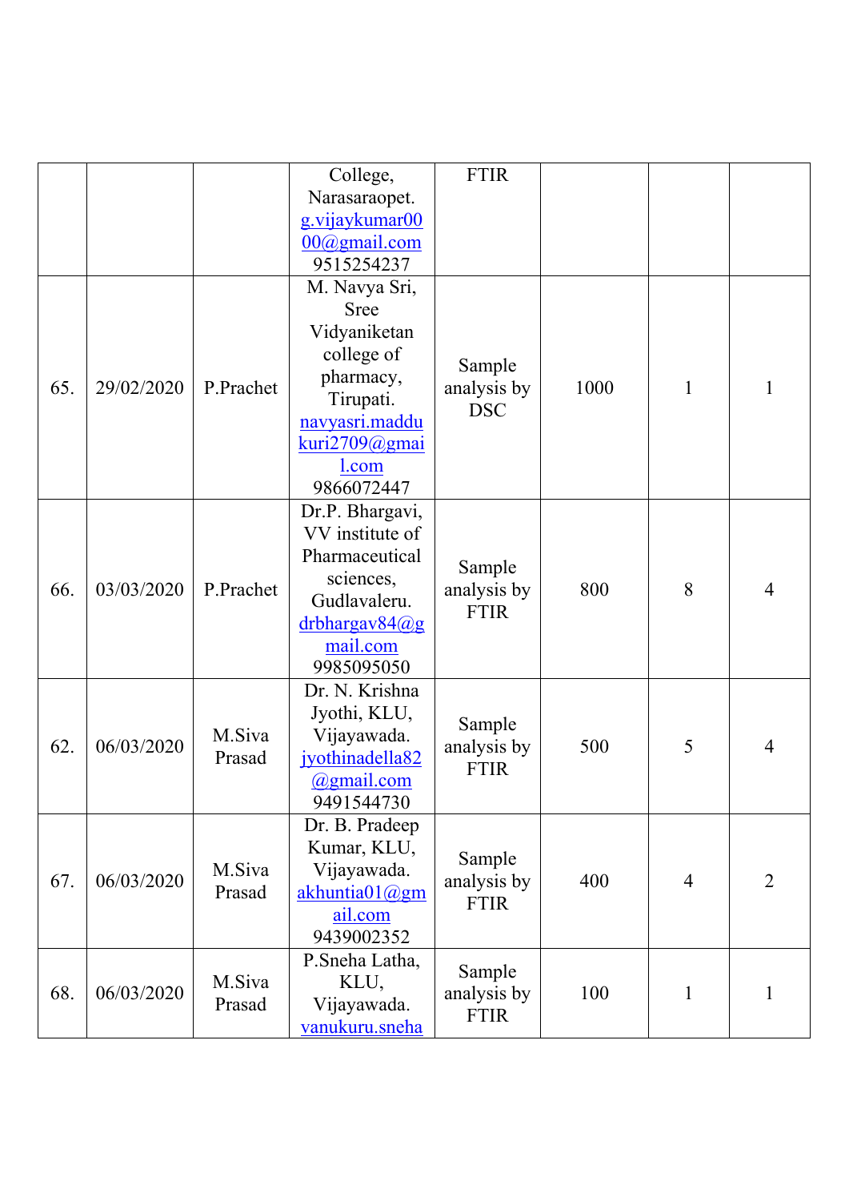| | | | College, Narasaraopet. g.vijaykumar0000@gmail.com 9515254237 | FTIR | | | |
|---|---|---|---|---|---|---|---|
| 65. | 29/02/2020 | P.Prachet | M. Navya Sri, Sree Vidyaniketan college of pharmacy, Tirupati. navyasri.maddukuri2709@gmail.com 9866072447 | Sample analysis by DSC | 1000 | 1 | 1 |
| 66. | 03/03/2020 | P.Prachet | Dr.P. Bhargavi, VV institute of Pharmaceutical sciences, Gudlavaleru. drbhargav84@gmail.com 9985095050 | Sample analysis by FTIR | 800 | 8 | 4 |
| 62. | 06/03/2020 | M.Siva Prasad | Dr. N. Krishna Jyothi, KLU, Vijayawada. jyothinadella82@gmail.com 9491544730 | Sample analysis by FTIR | 500 | 5 | 4 |
| 67. | 06/03/2020 | M.Siva Prasad | Dr. B. Pradeep Kumar, KLU, Vijayawada. akhuntia01@gmail.com 9439002352 | Sample analysis by FTIR | 400 | 4 | 2 |
| 68. | 06/03/2020 | M.Siva Prasad | P.Sneha Latha, KLU, Vijayawada. vanukuru.sneha | Sample analysis by FTIR | 100 | 1 | 1 |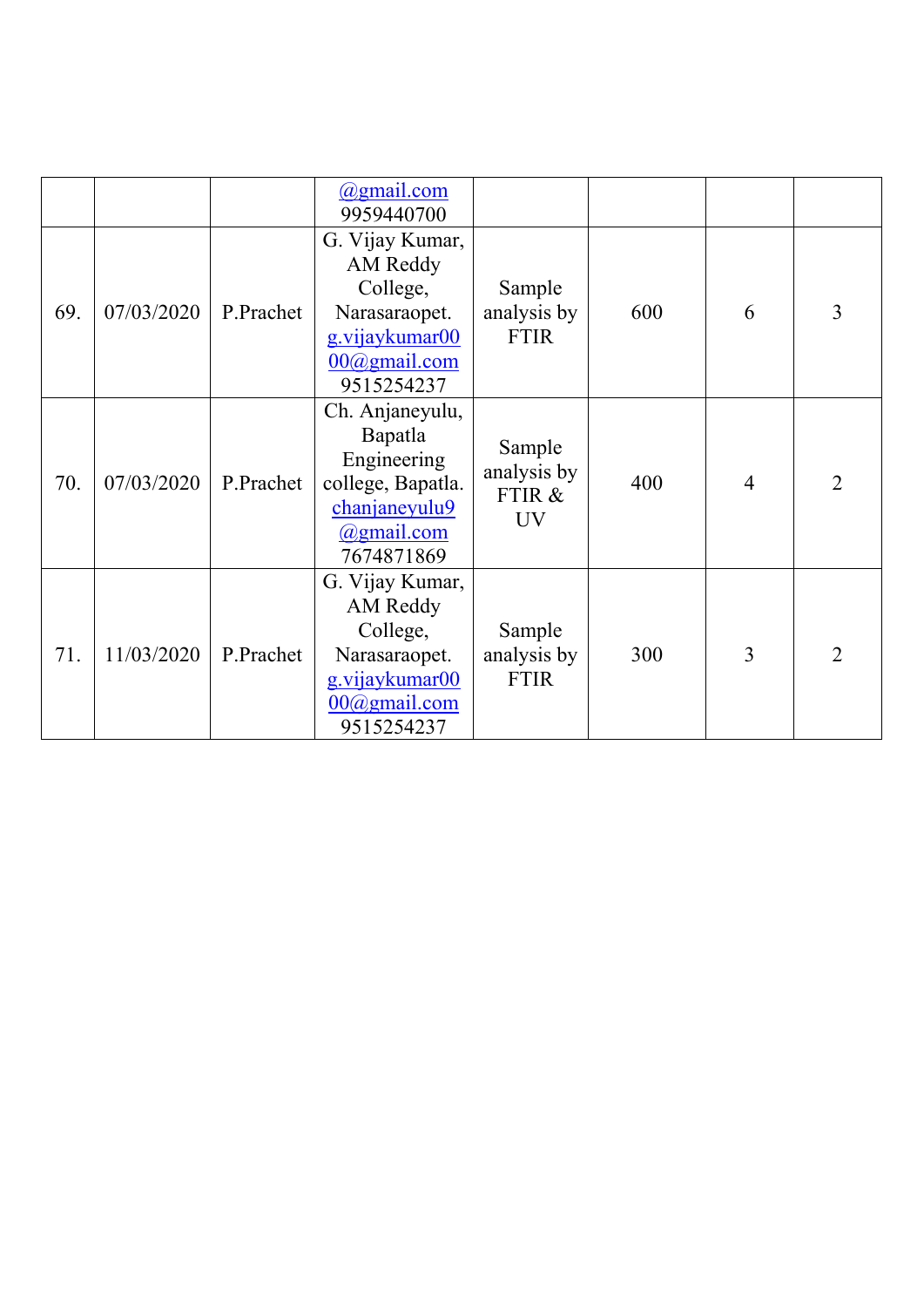| | | | | | | | |
|---|---|---|---|---|---|---|---|
| | | | @gmail.com 9959440700 | | | | |
| 69. | 07/03/2020 | P.Prachet | G. Vijay Kumar, AM Reddy College, Narasaraopet. g.vijaykumar0000@gmail.com 9515254237 | Sample analysis by FTIR | 600 | 6 | 3 |
| 70. | 07/03/2020 | P.Prachet | Ch. Anjaneyulu, Bapatla Engineering college, Bapatla. chanjaneyulu9@gmail.com 7674871869 | Sample analysis by FTIR & UV | 400 | 4 | 2 |
| 71. | 11/03/2020 | P.Prachet | G. Vijay Kumar, AM Reddy College, Narasaraopet. g.vijaykumar0000@gmail.com 9515254237 | Sample analysis by FTIR | 300 | 3 | 2 |